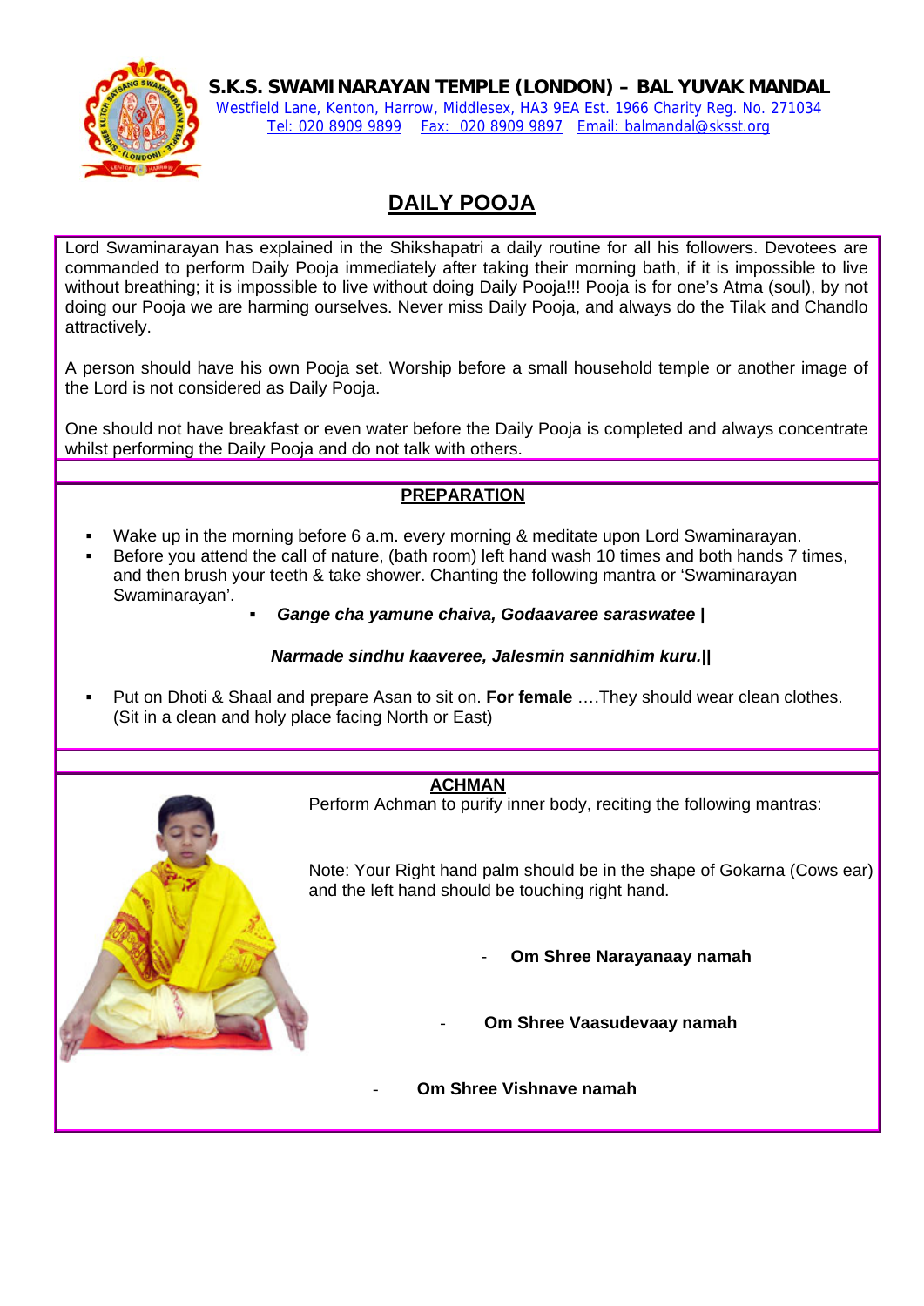**S.K.S. SWAMINARAYAN TEMPLE (LONDON) – BAL YUVAK MANDAL**
Westfield Lane, Kenton, Harrow, Middlesex, HA3 9EA Est. 1966 Charity Reg. No. 271034
Tel: 020 8909 9899 Fax: 020 8909 9897 Email: balmandal@sksst.org

# DAILY POOJA

Lord Swaminarayan has explained in the Shikshapatri a daily routine for all his followers. Devotees are commanded to perform Daily Pooja immediately after taking their morning bath, if it is impossible to live without breathing; it is impossible to live without doing Daily Pooja!!! Pooja is for one's Atma (soul), by not doing our Pooja we are harming ourselves. Never miss Daily Pooja, and always do the Tilak and Chandlo attractively.

A person should have his own Pooja set. Worship before a small household temple or another image of the Lord is not considered as Daily Pooja.

One should not have breakfast or even water before the Daily Pooja is completed and always concentrate whilst performing the Daily Pooja and do not talk with others.

## PREPARATION

- Wake up in the morning before 6 a.m. every morning & meditate upon Lord Swaminarayan.
- Before you attend the call of nature, (bath room) left hand wash 10 times and both hands 7 times, and then brush your teeth & take shower. Chanting the following mantra or 'Swaminarayan Swaminarayan'.
  - ***Gange cha yamune chaiva, Godaavaree saraswatee |***

    ***Narmade sindhu kaaveree, Jalesmin sannidhim kuru.||***
- Put on Dhoti & Shaal and prepare Asan to sit on. **For female** ….They should wear clean clothes. (Sit in a clean and holy place facing North or East)

## ACHMAN

Perform Achman to purify inner body, reciting the following mantras:

Note: Your Right hand palm should be in the shape of Gokarna (Cows ear) and the left hand should be touching right hand.

- **Om Shree Narayanaay namah**
- **Om Shree Vaasudevaay namah**
- **Om Shree Vishnave namah**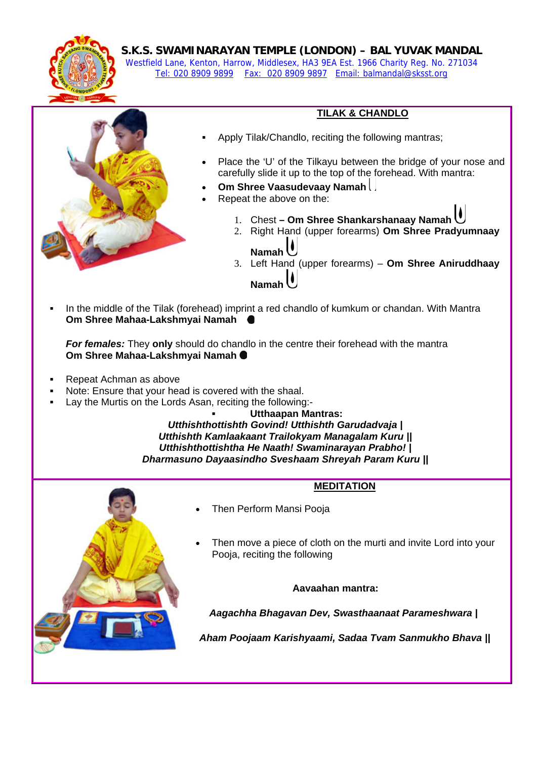**S.K.S. SWAMINARAYAN TEMPLE (LONDON) – BAL YUVAK MANDAL**

Westfield Lane, Kenton, Harrow, Middlesex, HA3 9EA Est. 1966 Charity Reg. No. 271034

Tel: 020 8909 9899 Fax: 020 8909 9897 Email: balmandal@sksst.org

## TILAK & CHANDLO

- Apply Tilak/Chandlo, reciting the following mantras;
- Place the 'U' of the Tilkayu between the bridge of your nose and carefully slide it up to the top of the forehead. With mantra:
- **Om Shree Vaasudevaay Namah**
- Repeat the above on the:
  1. Chest **– Om Shree Shankarshanaay Namah**
  2. Right Hand (upper forearms) **Om Shree Pradyumnaay Namah**
  3. Left Hand (upper forearms) – **Om Shree Aniruddhaay Namah**

- In the middle of the Tilak (forehead) imprint a red chandlo of kumkum or chandan. With Mantra **Om Shree Mahaa-Lakshmyai Namah**

***For females:*** They **only** should do chandlo in the centre their forehead with the mantra **Om Shree Mahaa-Lakshmyai Namah**

- Repeat Achman as above
- Note: Ensure that your head is covered with the shaal.
- Lay the Murtis on the Lords Asan, reciting the following:-

**Utthaapan Mantras:**

***Utthishthottishth Govind! Utthishth Garudadvaja |***
***Utthishth Kamlaakaant Trailokyam Managalam Kuru ||***
***Utthishthottishtha He Naath! Swaminarayan Prabho! |***
***Dharmasuno Dayaasindho Sveshaam Shreyah Param Kuru ||***

## MEDITATION

- Then Perform Mansi Pooja
- Then move a piece of cloth on the murti and invite Lord into your Pooja, reciting the following

**Aavaahan mantra:**

***Aagachha Bhagavan Dev, Swasthaanaat Parameshwara |***

***Aham Poojaam Karishyaami, Sadaa Tvam Sanmukho Bhava ||***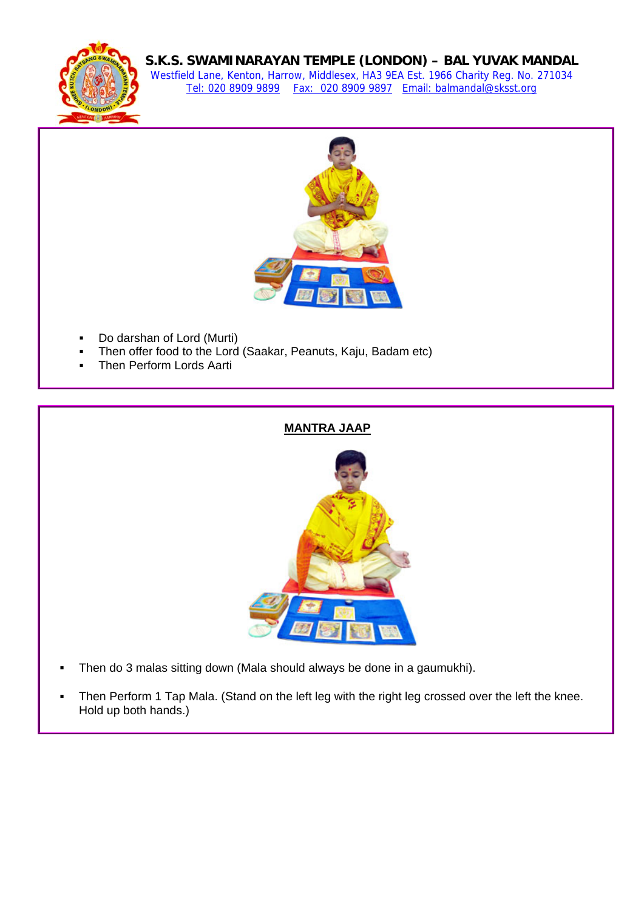- Do darshan of Lord (Murti)
- Then offer food to the Lord (Saakar, Peanuts, Kaju, Badam etc)
- Then Perform Lords Aarti

## MANTRA JAAP

- Then do 3 malas sitting down (Mala should always be done in a gaumukhi).
- Then Perform 1 Tap Mala. (Stand on the left leg with the right leg crossed over the left the knee. Hold up both hands.)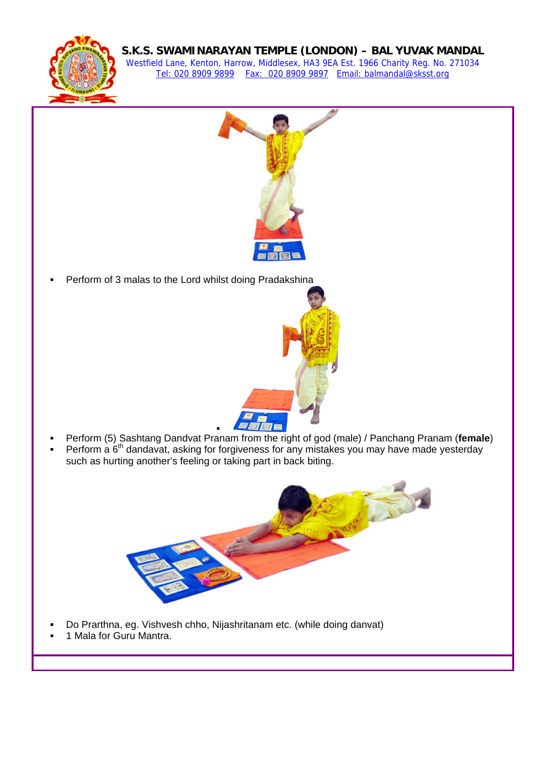- Perform of 3 malas to the Lord whilst doing Pradakshina
- Perform (5) Sashtang Dandvat Pranam from the right of god (male) / Panchang Pranam (**female**)
- Perform a 6th dandavat, asking for forgiveness for any mistakes you may have made yesterday such as hurting another's feeling or taking part in back biting.
- Do Prarthna, eg. Vishvesh chho, Nijashritanam etc. (while doing danvat)
- 1 Mala for Guru Mantra.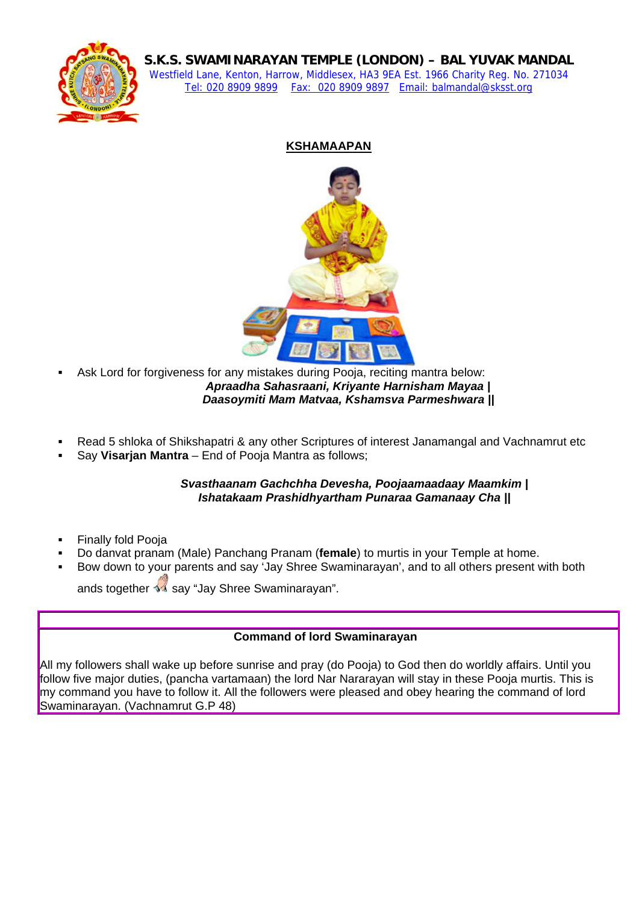**S.K.S. SWAMINARAYAN TEMPLE (LONDON) – BAL YUVAK MANDAL**
Westfield Lane, Kenton, Harrow, Middlesex, HA3 9EA Est. 1966 Charity Reg. No. 271034
Tel: 020 8909 9899 Fax: 020 8909 9897 Email: balmandal@sksst.org

## KSHAMAAPAN

- Ask Lord for forgiveness for any mistakes during Pooja, reciting mantra below:

  ***Apraadha Sahasraani, Kriyante Harnisham Mayaa |***
  ***Daasoymiti Mam Matvaa, Kshamsva Parmeshwara ||***

- Read 5 shloka of Shikshapatri & any other Scriptures of interest Janamangal and Vachnamrut etc
- Say **Visarjan Mantra** – End of Pooja Mantra as follows;

  ***Svasthaanam Gachchha Devesha, Poojaamaadaay Maamkim |***
  ***Ishatakaam Prashidhyartham Punaraa Gamanaay Cha ||***

- Finally fold Pooja
- Do danvat pranam (Male) Panchang Pranam (**female**) to murtis in your Temple at home.
- Bow down to your parents and say 'Jay Shree Swaminarayan', and to all others present with both ands together say "Jay Shree Swaminarayan".

**Command of lord Swaminarayan**

All my followers shall wake up before sunrise and pray (do Pooja) to God then do worldly affairs. Until you follow five major duties, (pancha vartamaan) the lord Nar Nararayan will stay in these Pooja murtis. This is my command you have to follow it. All the followers were pleased and obey hearing the command of lord Swaminarayan. (Vachnamrut G.P 48)